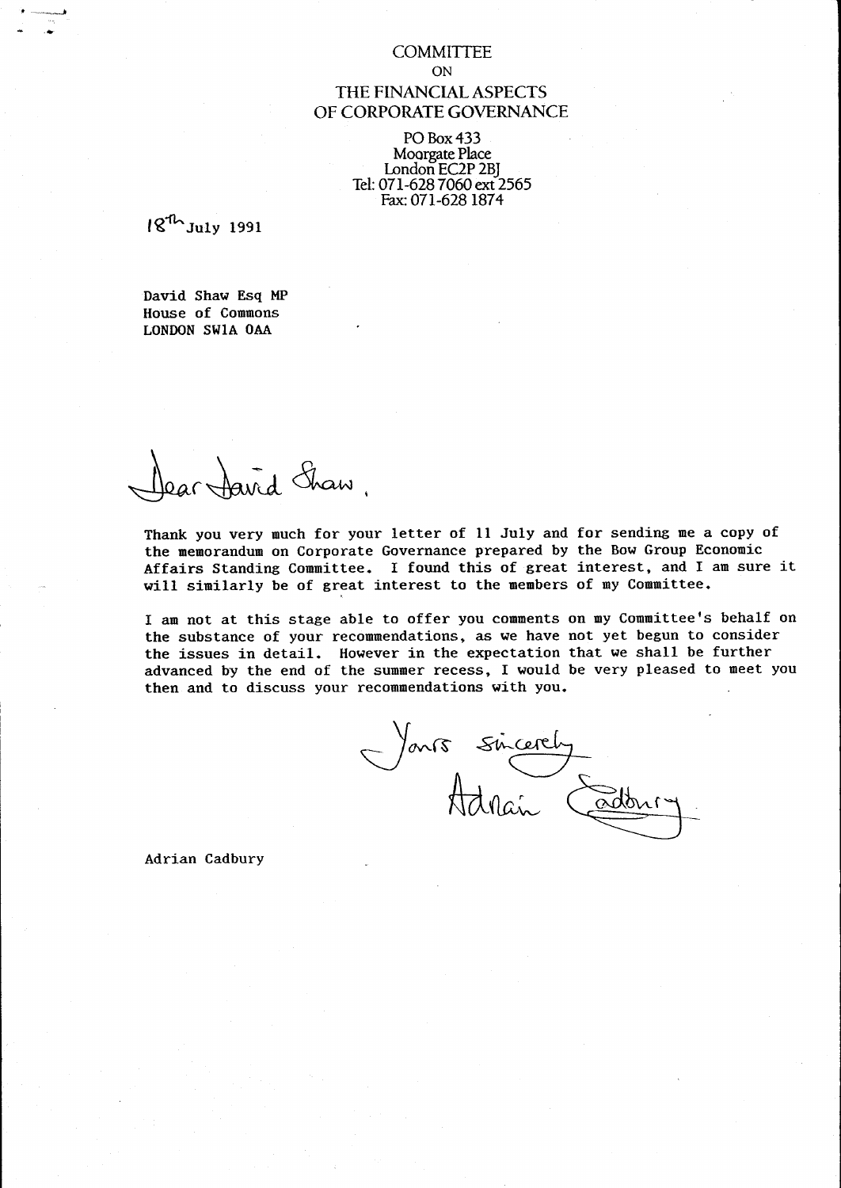COMMITTEE  
ON  
THE FINANCIAL ASPECTS  
OF CORPORATE GOVERNANCE

PO Box 433  
Moorgate Place  
London EC2P 2BJ  
Tel: 071-628 7060 ext 2565  
Fax: 071-628 1874

18th July 1991

David Shaw Esq MP  
House of Commons  
LONDON SW1A 0AA

Dear David Shaw,

Thank you very much for your letter of 11 July and for sending me a copy of the memorandum on Corporate Governance prepared by the Bow Group Economic Affairs Standing Committee. I found this of great interest, and I am sure it will similarly be of great interest to the members of my Committee.

I am not at this stage able to offer you comments on my Committee's behalf on the substance of your recommendations, as we have not yet begun to consider the issues in detail. However in the expectation that we shall be further advanced by the end of the summer recess, I would be very pleased to meet you then and to discuss your recommendations with you.

Yours sincerely  
Adrian Cadbury

Adrian Cadbury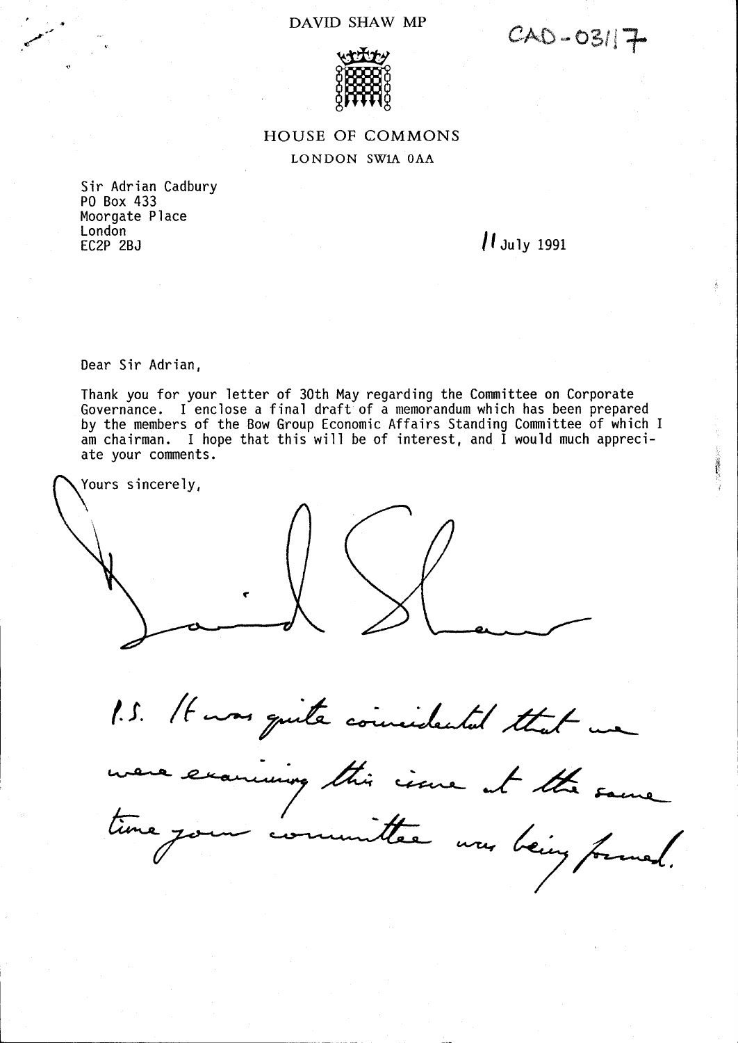DAVID SHAW MP

CAD-03/17

HOUSE OF COMMONS

LONDON SW1A 0AA

Sir Adrian Cadbury
PO Box 433
Moorgate Place
London
EC2P 2BJ

11 July 1991

Dear Sir Adrian,

Thank you for your letter of 30th May regarding the Committee on Corporate Governance. I enclose a final draft of a memorandum which has been prepared by the members of the Bow Group Economic Affairs Standing Committee of which I am chairman. I hope that this will be of interest, and I would much appreciate your comments.

Yours sincerely,

David Shaw

P.S. It was quite coincidental that we were examining this issue at the same time your committee was being formed.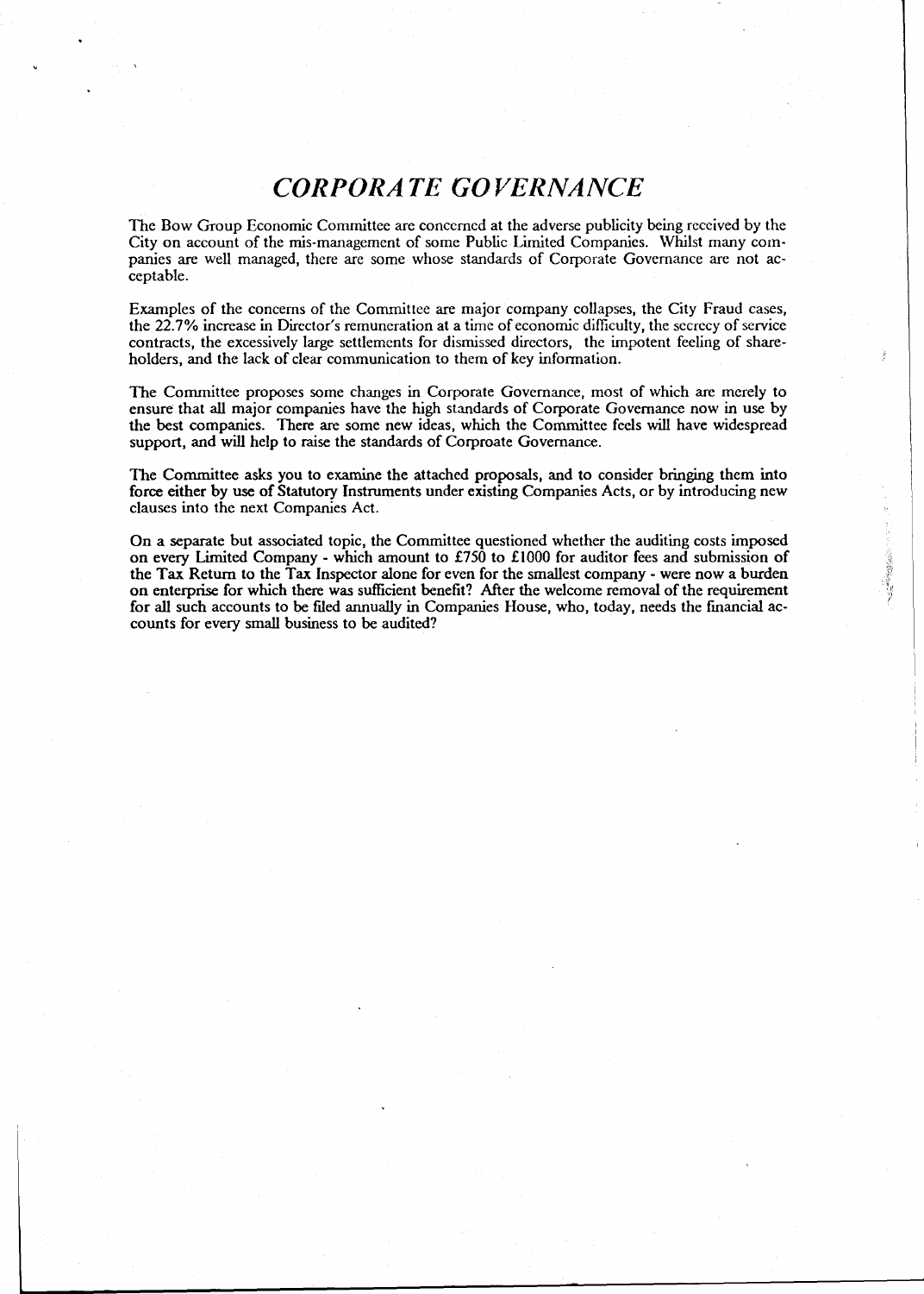# *CORPORATE GOVERNANCE*

The Bow Group Economic Committee are concerned at the adverse publicity being received by the City on account of the mis-management of some Public Limited Companies. Whilst many companies are well managed, there are some whose standards of Corporate Governance are not acceptable.

Examples of the concerns of the Committee are major company collapses, the City Fraud cases, the 22.7% increase in Director's remuneration at a time of economic difficulty, the secrecy of service contracts, the excessively large settlements for dismissed directors, the impotent feeling of shareholders, and the lack of clear communication to them of key information.

The Committee proposes some changes in Corporate Governance, most of which are merely to ensure that all major companies have the high standards of Corporate Governance now in use by the best companies. There are some new ideas, which the Committee feels will have widespread support, and will help to raise the standards of Corproate Governance.

The Committee asks you to examine the attached proposals, and to consider bringing them into force either by use of Statutory Instruments under existing Companies Acts, or by introducing new clauses into the next Companies Act.

On a separate but associated topic, the Committee questioned whether the auditing costs imposed on every Limited Company - which amount to £750 to £1000 for auditor fees and submission of the Tax Return to the Tax Inspector alone for even for the smallest company - were now a burden on enterprise for which there was sufficient benefit? After the welcome removal of the requirement for all such accounts to be filed annually in Companies House, who, today, needs the financial accounts for every small business to be audited?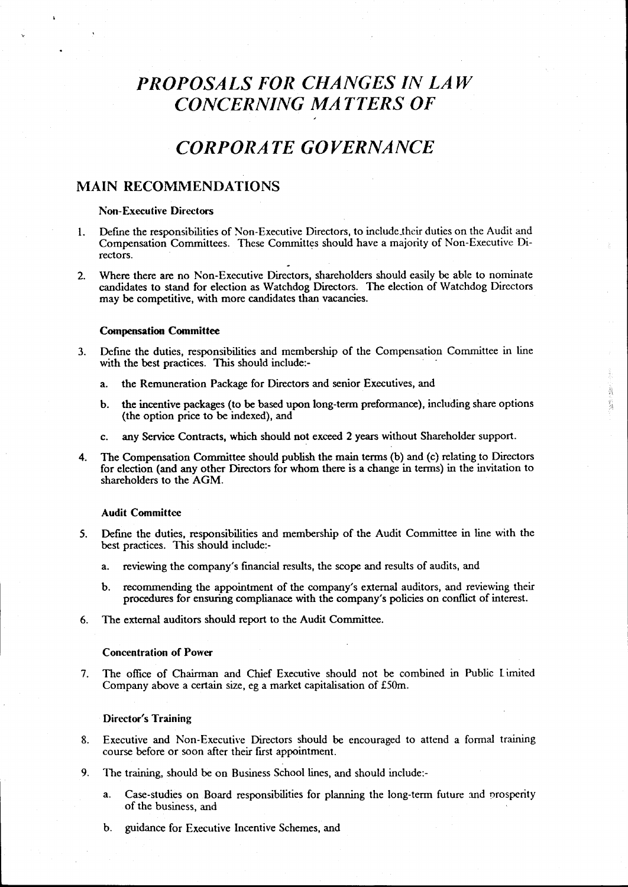# *PROPOSALS FOR CHANGES IN LAW CONCERNING MATTERS OF*

# *CORPORATE GOVERNANCE*

## MAIN RECOMMENDATIONS

#### Non-Executive Directors

1. Define the responsibilities of Non-Executive Directors, to include their duties on the Audit and Compensation Committees. These Committes should have a majority of Non-Executive Directors.

2. Where there are no Non-Executive Directors, shareholders should easily be able to nominate candidates to stand for election as Watchdog Directors. The election of Watchdog Directors may be competitive, with more candidates than vacancies.

#### Compensation Committee

3. Define the duties, responsibilities and membership of the Compensation Committee in line with the best practices. This should include:-

   a. the Remuneration Package for Directors and senior Executives, and

   b. the incentive packages (to be based upon long-term preformance), including share options (the option price to be indexed), and

   c. any Service Contracts, which should not exceed 2 years without Shareholder support.

4. The Compensation Committee should publish the main terms (b) and (c) relating to Directors for election (and any other Directors for whom there is a change in terms) in the invitation to shareholders to the AGM.

#### Audit Committee

5. Define the duties, responsibilities and membership of the Audit Committee in line with the best practices. This should include:-

   a. reviewing the company's financial results, the scope and results of audits, and

   b. recommending the appointment of the company's external auditors, and reviewing their procedures for ensuring complianace with the company's policies on conflict of interest.

6. The external auditors should report to the Audit Committee.

#### Concentration of Power

7. The office of Chairman and Chief Executive should not be combined in Public Limited Company above a certain size, eg a market capitalisation of £50m.

#### Director's Training

8. Executive and Non-Executive Directors should be encouraged to attend a formal training course before or soon after their first appointment.

9. The training, should be on Business School lines, and should include:-

   a. Case-studies on Board responsibilities for planning the long-term future and prosperity of the business, and

   b. guidance for Executive Incentive Schemes, and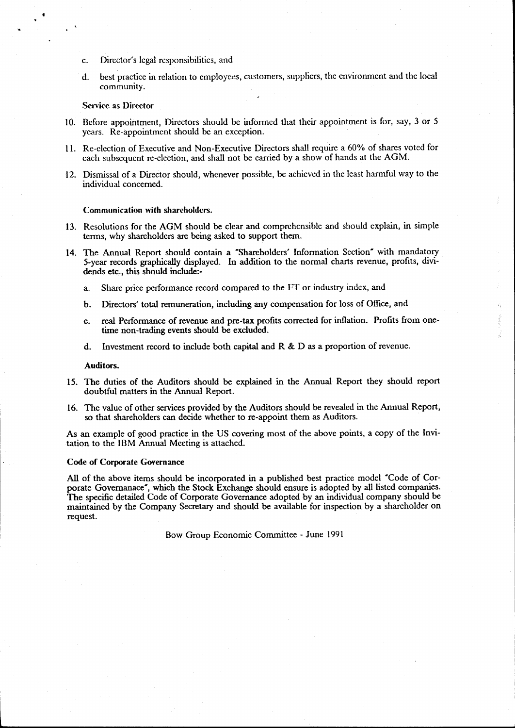c. Director's legal responsibilities, and

d. best practice in relation to employees, customers, suppliers, the environment and the local community.

**Service as Director**

10. Before appointment, Directors should be informed that their appointment is for, say, 3 or 5 years. Re-appointment should be an exception.

11. Re-election of Executive and Non-Executive Directors shall require a 60% of shares voted for each subsequent re-election, and shall not be carried by a show of hands at the AGM.

12. Dismissal of a Director should, whenever possible, be achieved in the least harmful way to the individual concerned.

**Communication with shareholders.**

13. Resolutions for the AGM should be clear and comprehensible and should explain, in simple terms, why shareholders are being asked to support them.

14. The Annual Report should contain a "Shareholders' Information Section" with mandatory 5-year records graphically displayed. In addition to the normal charts revenue, profits, dividends etc., this should include:-

    a. Share price performance record compared to the FT or industry index, and

    b. Directors' total remuneration, including any compensation for loss of Office, and

    c. real Performance of revenue and pre-tax profits corrected for inflation. Profits from one-time non-trading events should be excluded.

    d. Investment record to include both capital and R & D as a proportion of revenue.

**Auditors.**

15. The duties of the Auditors should be explained in the Annual Report they should report doubtful matters in the Annual Report.

16. The value of other services provided by the Auditors should be revealed in the Annual Report, so that shareholders can decide whether to re-appoint them as Auditors.

As an example of good practice in the US covering most of the above points, a copy of the Invitation to the IBM Annual Meeting is attached.

**Code of Corporate Governance**

All of the above items should be incorporated in a published best practice model "Code of Corporate Governanace", which the Stock Exchange should ensure is adopted by all listed companies. The specific detailed Code of Corporate Governance adopted by an individual company should be maintained by the Company Secretary and should be available for inspection by a shareholder on request.

Bow Group Economic Committee - June 1991